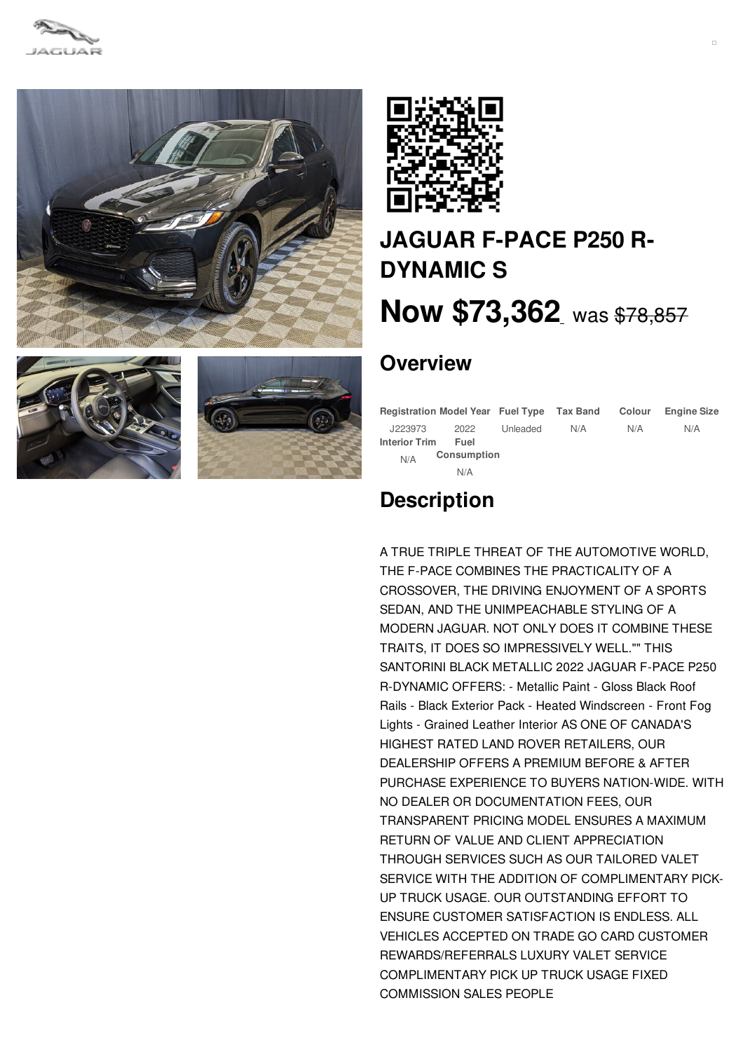# JAGUAR F-PACE P250 R-DYNAMIC S

**Now $73,362** was ~~$78,857~~

## Overview

| Registration | Model Year | Fuel Type | Tax Band | Colour | Engine Size |
|---|---|---|---|---|---|
| J223973 | 2022 | Unleaded | N/A | N/A | N/A |

| Interior Trim | Fuel Consumption |
|---|---|
| N/A | N/A |

## Description

A TRUE TRIPLE THREAT OF THE AUTOMOTIVE WORLD, THE F-PACE COMBINES THE PRACTICALITY OF A CROSSOVER, THE DRIVING ENJOYMENT OF A SPORTS SEDAN, AND THE UNIMPEACHABLE STYLING OF A MODERN JAGUAR. NOT ONLY DOES IT COMBINE THESE TRAITS, IT DOES SO IMPRESSIVELY WELL."" THIS SANTORINI BLACK METALLIC 2022 JAGUAR F-PACE P250 R-DYNAMIC OFFERS: - Metallic Paint - Gloss Black Roof Rails - Black Exterior Pack - Heated Windscreen - Front Fog Lights - Grained Leather Interior AS ONE OF CANADA'S HIGHEST RATED LAND ROVER RETAILERS, OUR DEALERSHIP OFFERS A PREMIUM BEFORE & AFTER PURCHASE EXPERIENCE TO BUYERS NATION-WIDE. WITH NO DEALER OR DOCUMENTATION FEES, OUR TRANSPARENT PRICING MODEL ENSURES A MAXIMUM RETURN OF VALUE AND CLIENT APPRECIATION THROUGH SERVICES SUCH AS OUR TAILORED VALET SERVICE WITH THE ADDITION OF COMPLIMENTARY PICK-UP TRUCK USAGE. OUR OUTSTANDING EFFORT TO ENSURE CUSTOMER SATISFACTION IS ENDLESS. ALL VEHICLES ACCEPTED ON TRADE GO CARD CUSTOMER REWARDS/REFERRALS LUXURY VALET SERVICE COMPLIMENTARY PICK UP TRUCK USAGE FIXED COMMISSION SALES PEOPLE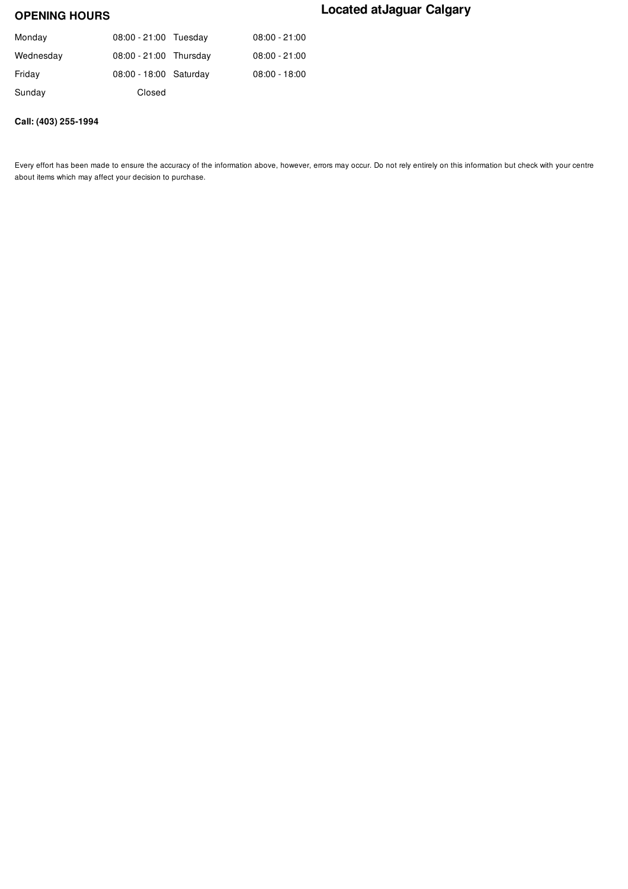## OPENING HOURS

## Located atJaguar Calgary

| | | | |
|---|---|---|---|
| Monday | 08:00 - 21:00 | Tuesday | 08:00 - 21:00 |
| Wednesday | 08:00 - 21:00 | Thursday | 08:00 - 21:00 |
| Friday | 08:00 - 18:00 | Saturday | 08:00 - 18:00 |
| Sunday | Closed | | |

**Call: (403) 255-1994**

Every effort has been made to ensure the accuracy of the information above, however, errors may occur. Do not rely entirely on this information but check with your centre about items which may affect your decision to purchase.